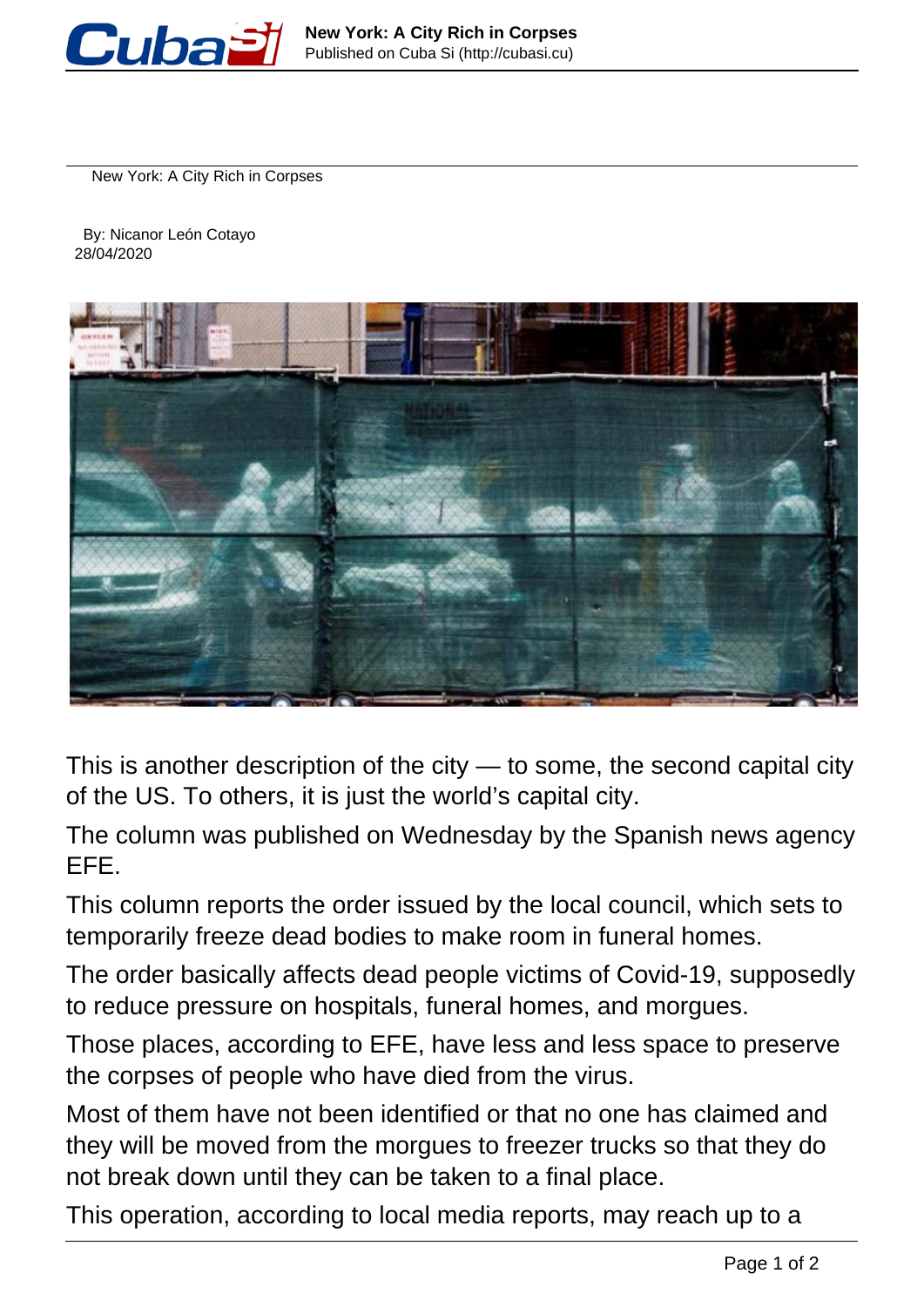# New York: A City Rich in Corpses

By: Nicanor León Cotayo
28/04/2020

This is another description of the city — to some, the second capital city of the US. To others, it is just the world's capital city.

The column was published on Wednesday by the Spanish news agency EFE.

This column reports the order issued by the local council, which sets to temporarily freeze dead bodies to make room in funeral homes.

The order basically affects dead people victims of Covid-19, supposedly to reduce pressure on hospitals, funeral homes, and morgues.

Those places, according to EFE, have less and less space to preserve the corpses of people who have died from the virus.

Most of them have not been identified or that no one has claimed and they will be moved from the morgues to freezer trucks so that they do not break down until they can be taken to a final place.

This operation, according to local media reports, may reach up to a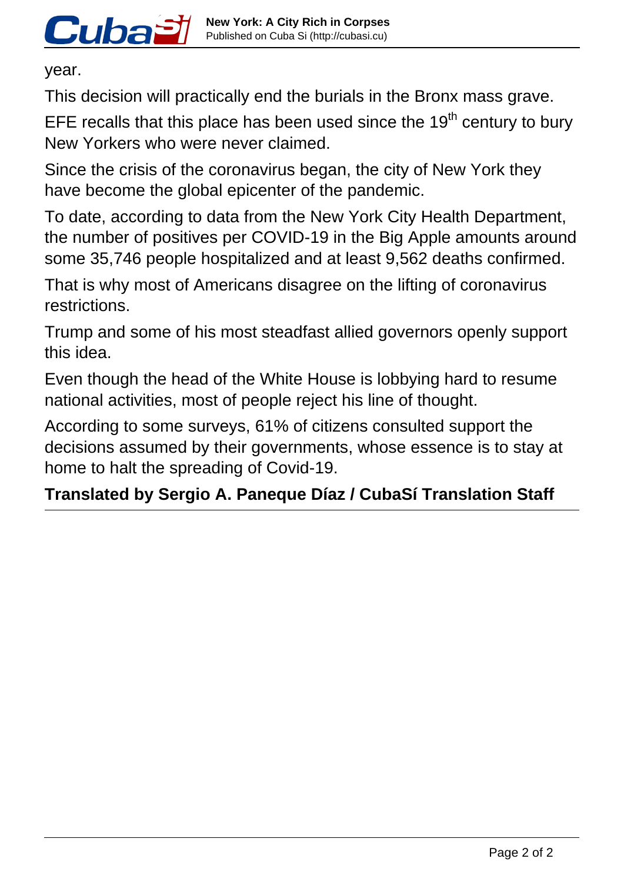year.

This decision will practically end the burials in the Bronx mass grave.

EFE recalls that this place has been used since the 19th century to bury New Yorkers who were never claimed.

Since the crisis of the coronavirus began, the city of New York they have become the global epicenter of the pandemic.

To date, according to data from the New York City Health Department, the number of positives per COVID-19 in the Big Apple amounts around some 35,746 people hospitalized and at least 9,562 deaths confirmed.

That is why most of Americans disagree on the lifting of coronavirus restrictions.

Trump and some of his most steadfast allied governors openly support this idea.

Even though the head of the White House is lobbying hard to resume national activities, most of people reject his line of thought.

According to some surveys, 61% of citizens consulted support the decisions assumed by their governments, whose essence is to stay at home to halt the spreading of Covid-19.

**Translated by Sergio A. Paneque Díaz / CubaSí Translation Staff**